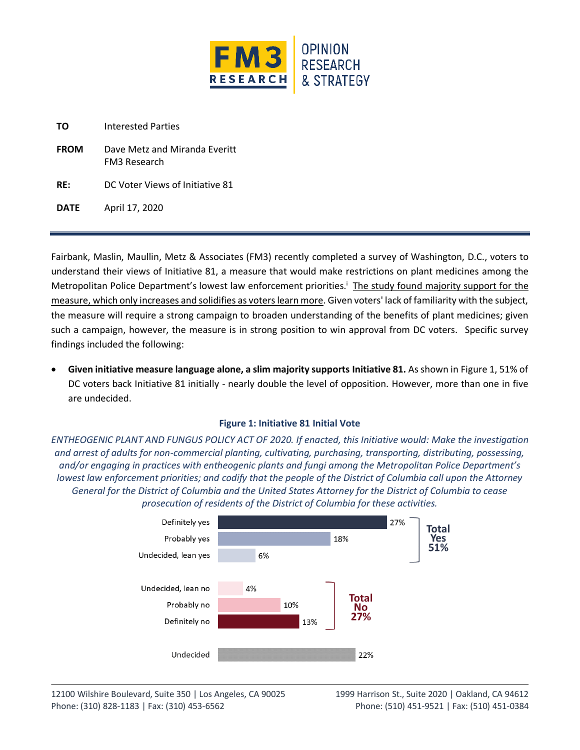FM3 RESEARCH | OPINION RESEARCH & STRATEGY

| | |
|---|---|
| **TO** | Interested Parties |
| **FROM** | Dave Metz and Miranda Everitt<br>FM3 Research |
| **RE:** | DC Voter Views of Initiative 81 |
| **DATE** | April 17, 2020 |

Fairbank, Maslin, Maullin, Metz & Associates (FM3) recently completed a survey of Washington, D.C., voters to understand their views of Initiative 81, a measure that would make restrictions on plant medicines among the Metropolitan Police Department's lowest law enforcement priorities.[i] The study found majority support for the measure, which only increases and solidifies as voters learn more. Given voters' lack of familiarity with the subject, the measure will require a strong campaign to broaden understanding of the benefits of plant medicines; given such a campaign, however, the measure is in strong position to win approval from DC voters. Specific survey findings included the following:

- **Given initiative measure language alone, a slim majority supports Initiative 81.** As shown in Figure 1, 51% of DC voters back Initiative 81 initially - nearly double the level of opposition. However, more than one in five are undecided.

**Figure 1: Initiative 81 Initial Vote**

*ENTHEOGENIC PLANT AND FUNGUS POLICY ACT OF 2020. If enacted, this Initiative would: Make the investigation and arrest of adults for non-commercial planting, cultivating, purchasing, transporting, distributing, possessing, and/or engaging in practices with entheogenic plants and fungi among the Metropolitan Police Department's lowest law enforcement priorities; and codify that the people of the District of Columbia call upon the Attorney General for the District of Columbia and the United States Attorney for the District of Columbia to cease prosecution of residents of the District of Columbia for these activities.*

| Response | Percent |
|---|---|
| Definitely yes | 27% |
| Probably yes | 18% |
| Undecided, lean yes | 6% |
| **Total Yes** | **51%** |
| Undecided, lean no | 4% |
| Probably no | 10% |
| Definitely no | 13% |
| **Total No** | **27%** |
| Undecided | 22% |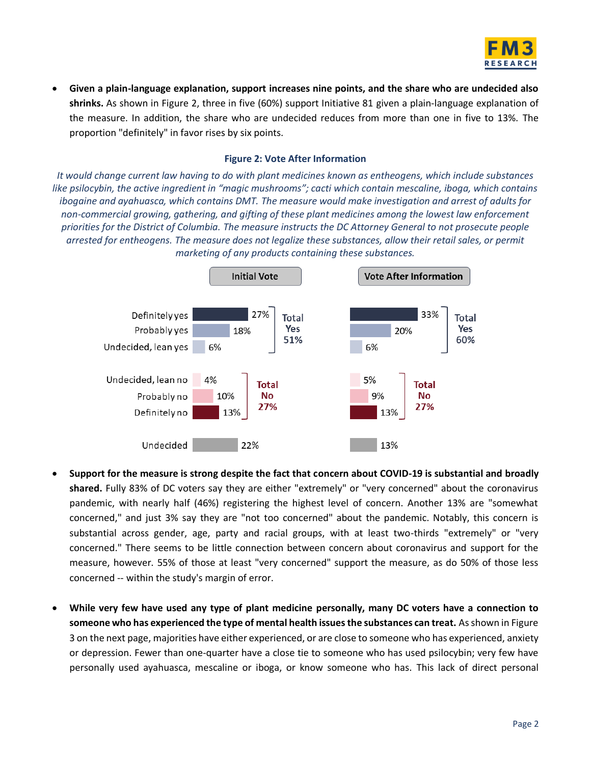- **Given a plain-language explanation, support increases nine points, and the share who are undecided also shrinks.** As shown in Figure 2, three in five (60%) support Initiative 81 given a plain-language explanation of the measure. In addition, the share who are undecided reduces from more than one in five to 13%. The proportion "definitely" in favor rises by six points.

**Figure 2: Vote After Information**

*It would change current law having to do with plant medicines known as entheogens, which include substances like psilocybin, the active ingredient in "magic mushrooms"; cacti which contain mescaline, iboga, which contains ibogaine and ayahuasca, which contains DMT. The measure would make investigation and arrest of adults for non-commercial growing, gathering, and gifting of these plant medicines among the lowest law enforcement priorities for the District of Columbia. The measure instructs the DC Attorney General to not prosecute people arrested for entheogens. The measure does not legalize these substances, allow their retail sales, or permit marketing of any products containing these substances.*

| | Initial Vote | Vote After Information |
|---|---|---|
| Definitely yes | 27% | 33% |
| Probably yes | 18% | 20% |
| Undecided, lean yes | 6% | 6% |
| **Total Yes** | **51%** | **60%** |
| Undecided, lean no | 4% | 5% |
| Probably no | 10% | 9% |
| Definitely no | 13% | 13% |
| **Total No** | **27%** | **27%** |
| Undecided | 22% | 13% |

- **Support for the measure is strong despite the fact that concern about COVID-19 is substantial and broadly shared.** Fully 83% of DC voters say they are either "extremely" or "very concerned" about the coronavirus pandemic, with nearly half (46%) registering the highest level of concern. Another 13% are "somewhat concerned," and just 3% say they are "not too concerned" about the pandemic. Notably, this concern is substantial across gender, age, party and racial groups, with at least two-thirds "extremely" or "very concerned." There seems to be little connection between concern about coronavirus and support for the measure, however. 55% of those at least "very concerned" support the measure, as do 50% of those less concerned -- within the study's margin of error.

- **While very few have used any type of plant medicine personally, many DC voters have a connection to someone who has experienced the type of mental health issues the substances can treat.** As shown in Figure 3 on the next page, majorities have either experienced, or are close to someone who has experienced, anxiety or depression. Fewer than one-quarter have a close tie to someone who has used psilocybin; very few have personally used ayahuasca, mescaline or iboga, or know someone who has. This lack of direct personal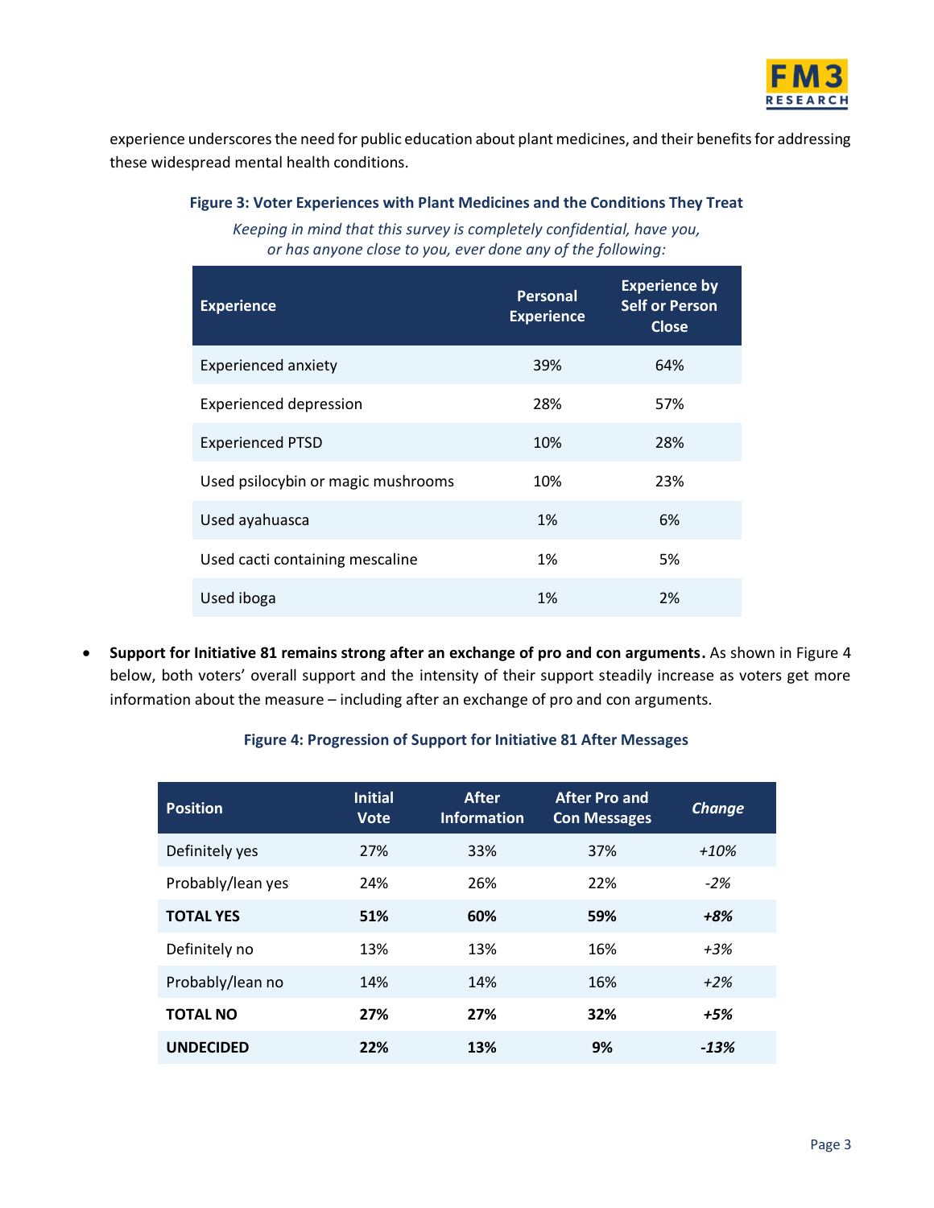experience underscores the need for public education about plant medicines, and their benefits for addressing these widespread mental health conditions.

**Figure 3: Voter Experiences with Plant Medicines and the Conditions They Treat**

*Keeping in mind that this survey is completely confidential, have you, or has anyone close to you, ever done any of the following:*

| Experience | Personal Experience | Experience by Self or Person Close |
|---|---|---|
| Experienced anxiety | 39% | 64% |
| Experienced depression | 28% | 57% |
| Experienced PTSD | 10% | 28% |
| Used psilocybin or magic mushrooms | 10% | 23% |
| Used ayahuasca | 1% | 6% |
| Used cacti containing mescaline | 1% | 5% |
| Used iboga | 1% | 2% |

- **Support for Initiative 81 remains strong after an exchange of pro and con arguments.** As shown in Figure 4 below, both voters' overall support and the intensity of their support steadily increase as voters get more information about the measure – including after an exchange of pro and con arguments.

**Figure 4: Progression of Support for Initiative 81 After Messages**

| Position | Initial Vote | After Information | After Pro and Con Messages | *Change* |
|---|---|---|---|---|
| Definitely yes | 27% | 33% | 37% | *+10%* |
| Probably/lean yes | 24% | 26% | 22% | *-2%* |
| **TOTAL YES** | **51%** | **60%** | **59%** | ***+8%*** |
| Definitely no | 13% | 13% | 16% | *+3%* |
| Probably/lean no | 14% | 14% | 16% | *+2%* |
| **TOTAL NO** | **27%** | **27%** | **32%** | ***+5%*** |
| **UNDECIDED** | **22%** | **13%** | **9%** | ***-13%*** |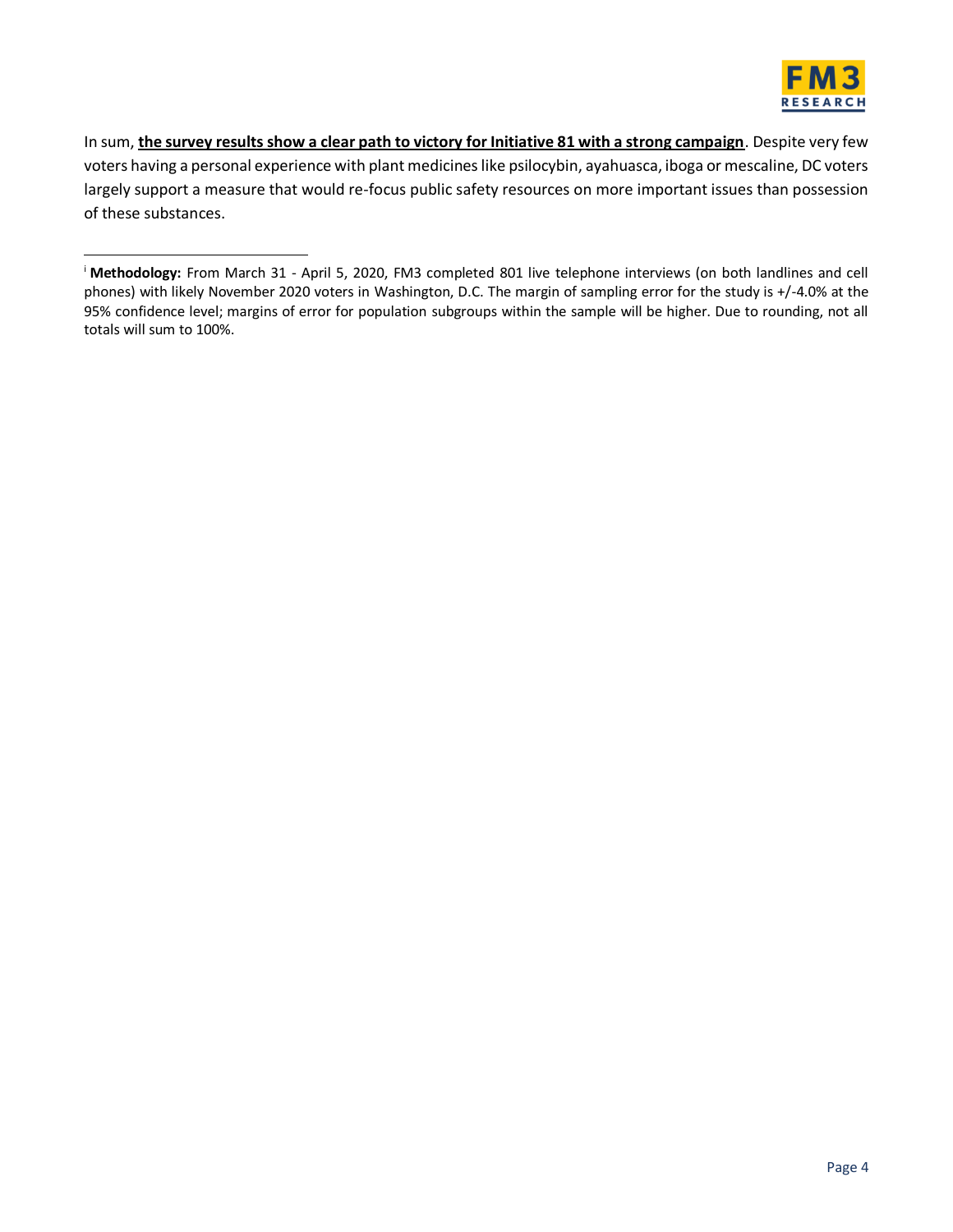In sum, **the survey results show a clear path to victory for Initiative 81 with a strong campaign**. Despite very few voters having a personal experience with plant medicines like psilocybin, ayahuasca, iboga or mescaline, DC voters largely support a measure that would re-focus public safety resources on more important issues than possession of these substances.

---

[i] **Methodology:** From March 31 - April 5, 2020, FM3 completed 801 live telephone interviews (on both landlines and cell phones) with likely November 2020 voters in Washington, D.C. The margin of sampling error for the study is +/-4.0% at the 95% confidence level; margins of error for population subgroups within the sample will be higher. Due to rounding, not all totals will sum to 100%.